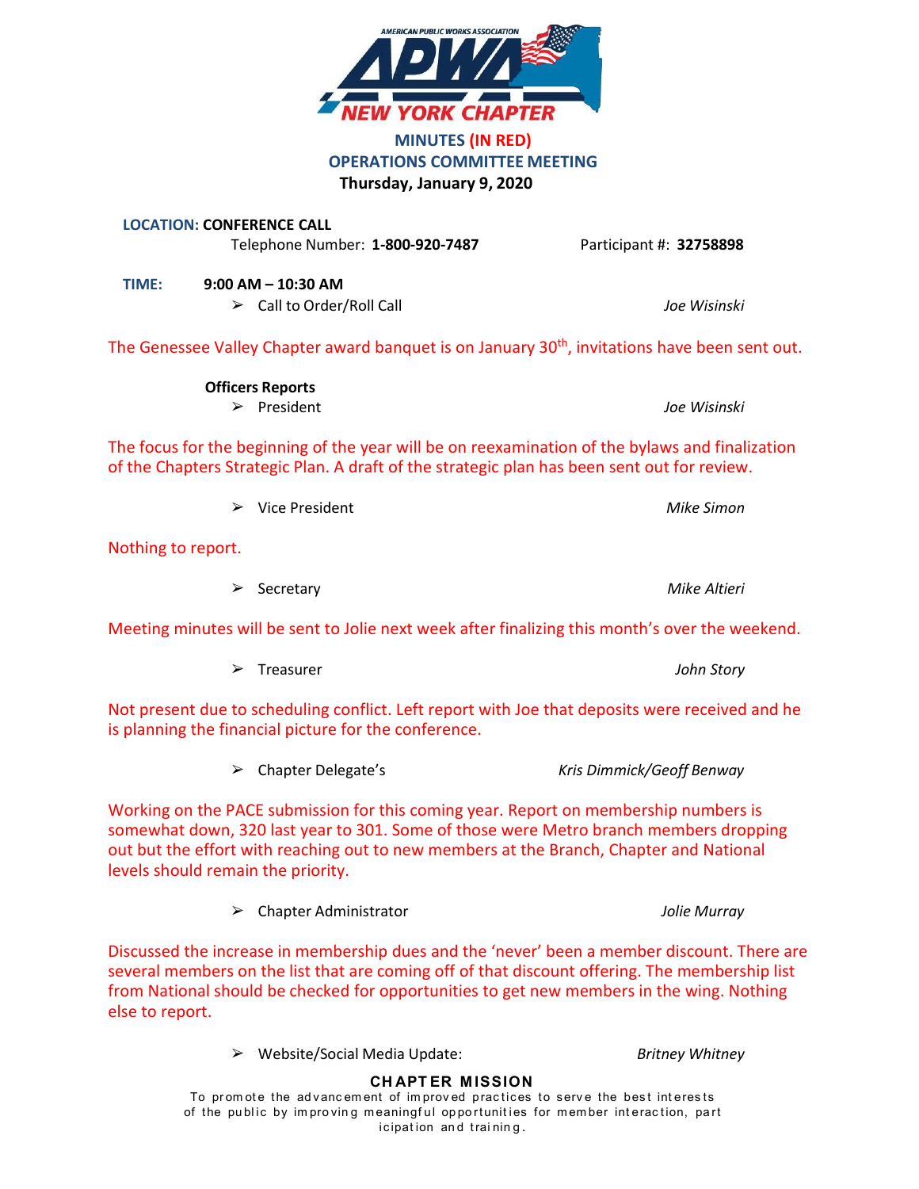# MINUTES (IN RED)
## OPERATIONS COMMITTEE MEETING
**Thursday, January 9, 2020**

**LOCATION: CONFERENCE CALL**
Telephone Number: **1-800-920-7487** Participant #: **32758898**

**TIME: 9:00 AM – 10:30 AM**

- Call to Order/Roll Call — *Joe Wisinski*

The Genessee Valley Chapter award banquet is on January 30th, invitations have been sent out.

**Officers Reports**

- President — *Joe Wisinski*

The focus for the beginning of the year will be on reexamination of the bylaws and finalization of the Chapters Strategic Plan. A draft of the strategic plan has been sent out for review.

- Vice President — *Mike Simon*

Nothing to report.

- Secretary — *Mike Altieri*

Meeting minutes will be sent to Jolie next week after finalizing this month's over the weekend.

- Treasurer — *John Story*

Not present due to scheduling conflict. Left report with Joe that deposits were received and he is planning the financial picture for the conference.

- Chapter Delegate's — *Kris Dimmick/Geoff Benway*

Working on the PACE submission for this coming year. Report on membership numbers is somewhat down, 320 last year to 301. Some of those were Metro branch members dropping out but the effort with reaching out to new members at the Branch, Chapter and National levels should remain the priority.

- Chapter Administrator — *Jolie Murray*

Discussed the increase in membership dues and the 'never' been a member discount. There are several members on the list that are coming off of that discount offering. The membership list from National should be checked for opportunities to get new members in the wing. Nothing else to report.

- Website/Social Media Update: — *Britney Whitney*

**CHAPTER MISSION**
To promote the advancement of improved practices to serve the best interests of the public by improving meaningful opportunities for member interaction, participation and training.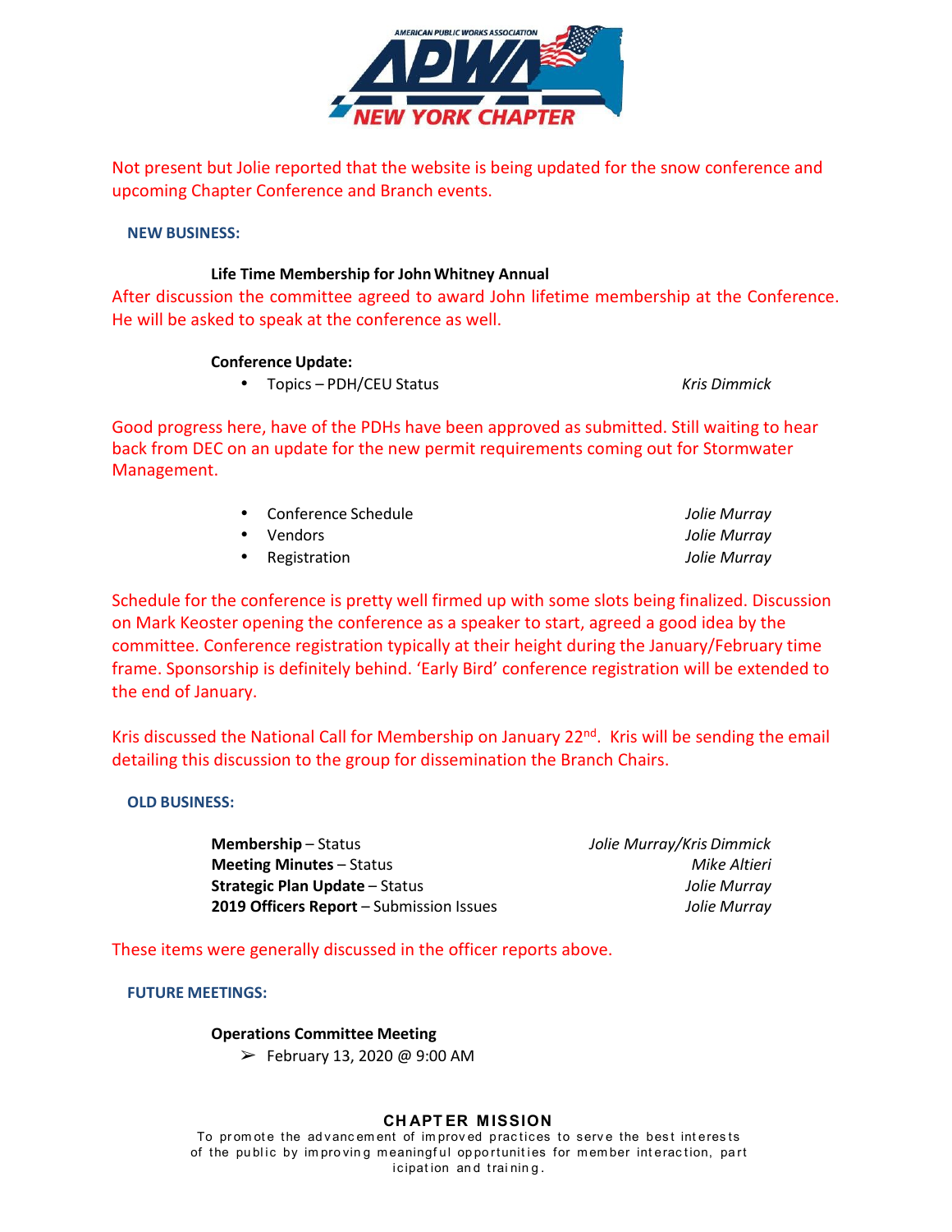Not present but Jolie reported that the website is being updated for the snow conference and upcoming Chapter Conference and Branch events.

**NEW BUSINESS:**

**Life Time Membership for John Whitney Annual**

After discussion the committee agreed to award John lifetime membership at the Conference. He will be asked to speak at the conference as well.

**Conference Update:**

- Topics – PDH/CEU Status *Kris Dimmick*

Good progress here, have of the PDHs have been approved as submitted. Still waiting to hear back from DEC on an update for the new permit requirements coming out for Stormwater Management.

- Conference Schedule *Jolie Murray*
- Vendors *Jolie Murray*
- Registration *Jolie Murray*

Schedule for the conference is pretty well firmed up with some slots being finalized. Discussion on Mark Keoster opening the conference as a speaker to start, agreed a good idea by the committee. Conference registration typically at their height during the January/February time frame. Sponsorship is definitely behind. 'Early Bird' conference registration will be extended to the end of January.

Kris discussed the National Call for Membership on January 22nd. Kris will be sending the email detailing this discussion to the group for dissemination the Branch Chairs.

**OLD BUSINESS:**

**Membership** – Status *Jolie Murray/Kris Dimmick*
**Meeting Minutes** – Status *Mike Altieri*
**Strategic Plan Update** – Status *Jolie Murray*
**2019 Officers Report** – Submission Issues *Jolie Murray*

These items were generally discussed in the officer reports above.

**FUTURE MEETINGS:**

**Operations Committee Meeting**

- February 13, 2020 @ 9:00 AM

**CHAPTER MISSION**

To promote the advancement of improved practices to serve the best interests of the public by improving meaningful opportunities for member interaction, participation and training.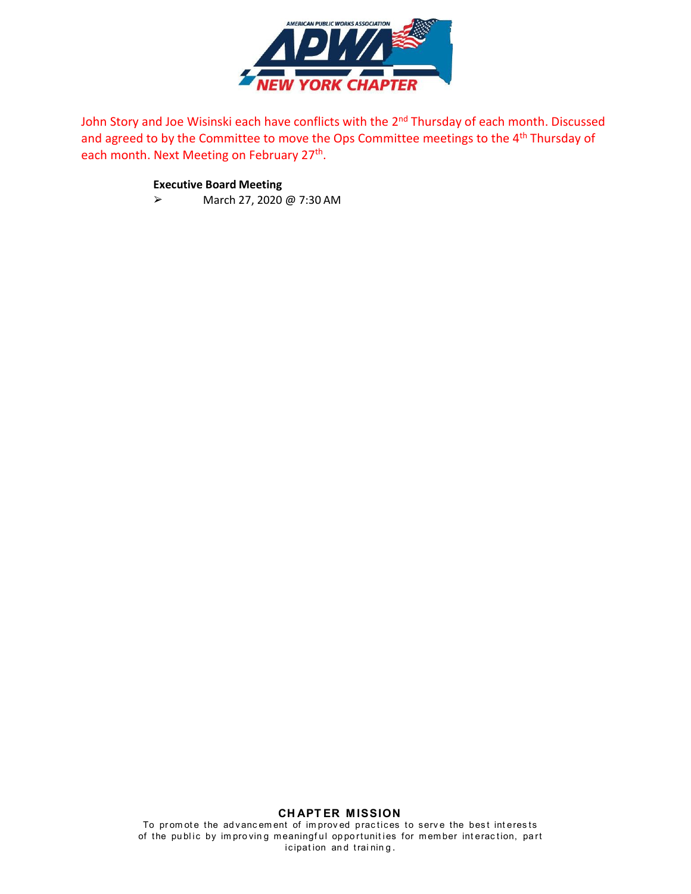John Story and Joe Wisinski each have conflicts with the 2nd Thursday of each month. Discussed and agreed to by the Committee to move the Ops Committee meetings to the 4th Thursday of each month. Next Meeting on February 27th.

**Executive Board Meeting**

- March 27, 2020 @ 7:30 AM

**CHAPTER MISSION**

To promote the advancement of improved practices to serve the best interests of the public by improving meaningful opportunities for member interaction, participation and training.